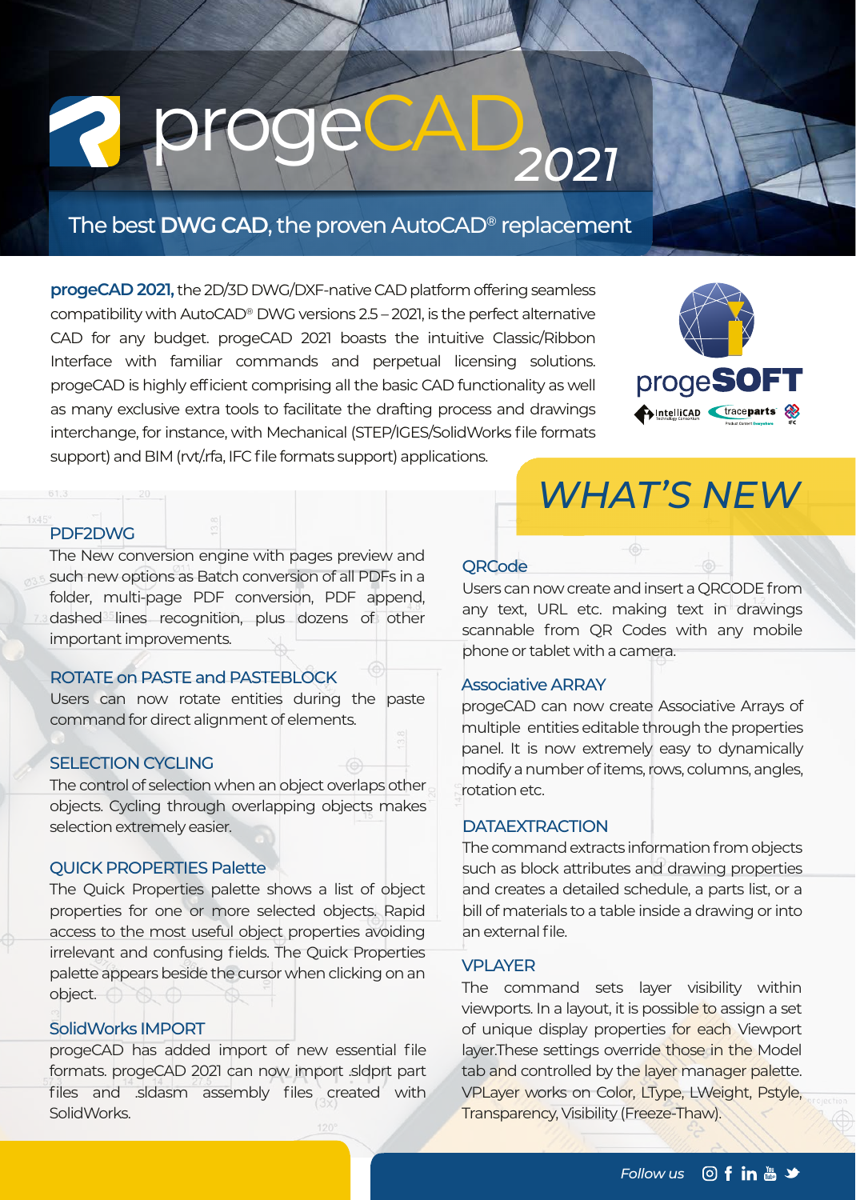# progeCAD 2021

## The best **DWG CAD**, the proven AutoCAD® replacement

**progeCAD 2021,** the 2D/3D DWG/DXF-native CAD platform offering seamless compatibility with AutoCAD® DWG versions 2.5 – 2021, is the perfect alternative CAD for any budget. progeCAD 2021 boasts the intuitive Classic/Ribbon Interface with familiar commands and perpetual licensing solutions. progeCAD is highly efficient comprising all the basic CAD functionality as well as many exclusive extra tools to facilitate the drafting process and drawings interchange, for instance, with Mechanical (STEP/IGES/SolidWorks file formats support) and BIM (rvt/.rfa, IFC file formats support) applications.

progeSOFT

IntelliCAD Technology Consortium — traceparts Product Content Everywhere — IFC

## WHAT'S NEW

### PDF2DWG

The New conversion engine with pages preview and such new options as Batch conversion of all PDFs in a folder, multi-page PDF conversion, PDF append, dashed lines recognition, plus dozens of other important improvements.

### ROTATE on PASTE and PASTEBLOCK

Users can now rotate entities during the paste command for direct alignment of elements.

### SELECTION CYCLING

The control of selection when an object overlaps other objects. Cycling through overlapping objects makes selection extremely easier.

### QUICK PROPERTIES Palette

The Quick Properties palette shows a list of object properties for one or more selected objects. Rapid access to the most useful object properties avoiding irrelevant and confusing fields. The Quick Properties palette appears beside the cursor when clicking on an object.

### SolidWorks IMPORT

progeCAD has added import of new essential file formats. progeCAD 2021 can now import .sldprt part files and .sldasm assembly files created with SolidWorks.

### QRCode

Users can now create and insert a QRCODE from any text, URL etc. making text in drawings scannable from QR Codes with any mobile phone or tablet with a camera.

### Associative ARRAY

progeCAD can now create Associative Arrays of multiple entities editable through the properties panel. It is now extremely easy to dynamically modify a number of items, rows, columns, angles, rotation etc.

### DATAEXTRACTION

The command extracts information from objects such as block attributes and drawing properties and creates a detailed schedule, a parts list, or a bill of materials to a table inside a drawing or into an external file.

### VPLAYER

The command sets layer visibility within viewports. In a layout, it is possible to assign a set of unique display properties for each Viewport layer.These settings override those in the Model tab and controlled by the layer manager palette. VPLayer works on Color, LType, LWeight, Pstyle, Transparency, Visibility (Freeze-Thaw).

*Follow us*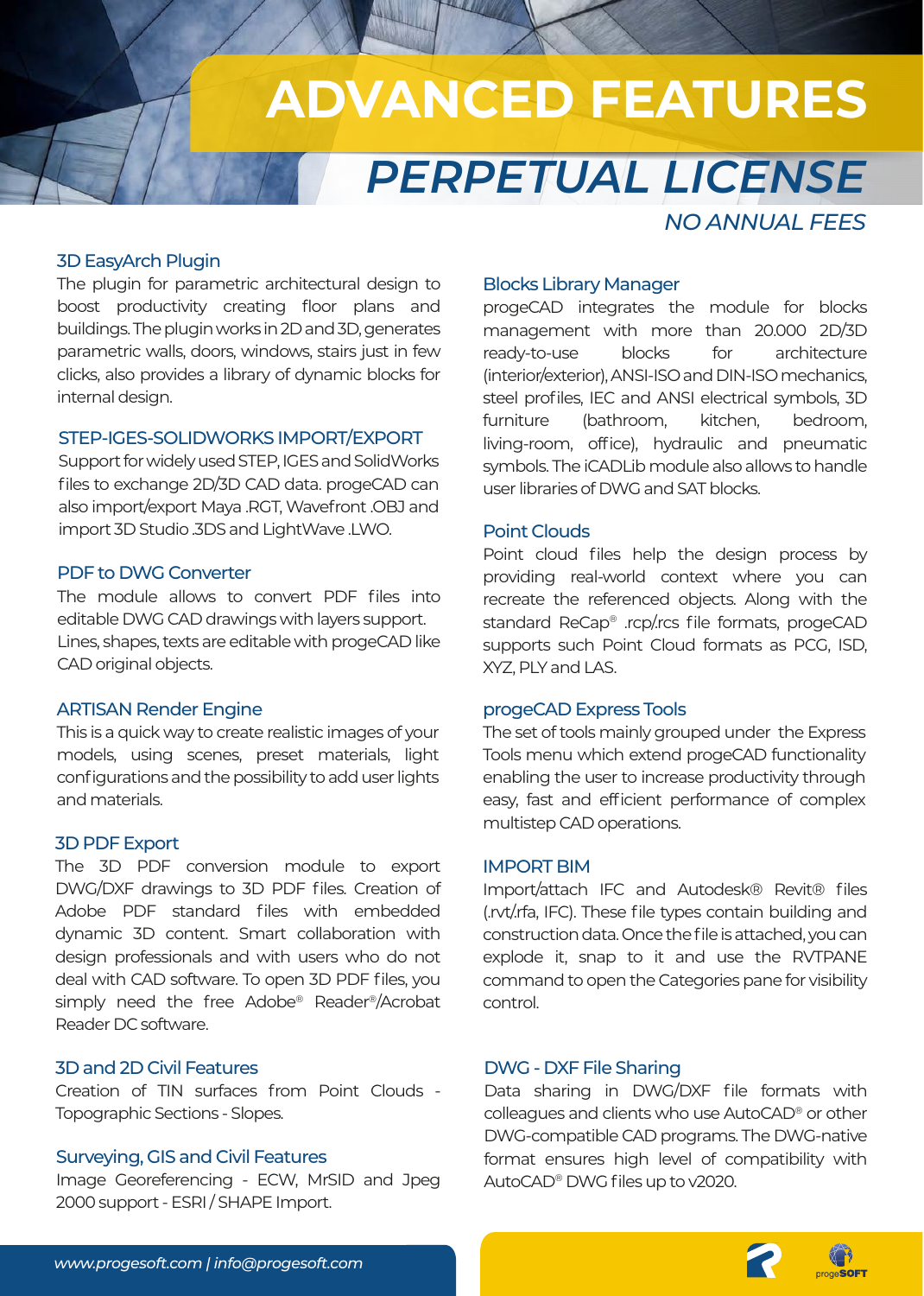# ADVANCED FEATURES

## *PERPETUAL LICENSE*

*NO ANNUAL FEES*

### 3D EasyArch Plugin

The plugin for parametric architectural design to boost productivity creating floor plans and buildings. The plugin works in 2D and 3D, generates parametric walls, doors, windows, stairs just in few clicks, also provides a library of dynamic blocks for internal design.

### STEP-IGES-SOLIDWORKS IMPORT/EXPORT

Support for widely used STEP, IGES and SolidWorks files to exchange 2D/3D CAD data. progeCAD can also import/export Maya .RGT, Wavefront .OBJ and import 3D Studio .3DS and LightWave .LWO.

### PDF to DWG Converter

The module allows to convert PDF files into editable DWG CAD drawings with layers support. Lines, shapes, texts are editable with progeCAD like CAD original objects.

### ARTISAN Render Engine

This is a quick way to create realistic images of your models, using scenes, preset materials, light configurations and the possibility to add user lights and materials.

### 3D PDF Export

The 3D PDF conversion module to export DWG/DXF drawings to 3D PDF files. Creation of Adobe PDF standard files with embedded dynamic 3D content. Smart collaboration with design professionals and with users who do not deal with CAD software. To open 3D PDF files, you simply need the free Adobe® Reader®/Acrobat Reader DC software.

### 3D and 2D Civil Features

Creation of TIN surfaces from Point Clouds - Topographic Sections - Slopes.

### Surveying, GIS and Civil Features

Image Georeferencing - ECW, MrSID and Jpeg 2000 support - ESRI / SHAPE Import.

### Blocks Library Manager

progeCAD integrates the module for blocks management with more than 20.000 2D/3D ready-to-use blocks for architecture (interior/exterior), ANSI-ISO and DIN-ISO mechanics, steel profiles, IEC and ANSI electrical symbols, 3D furniture (bathroom, kitchen, bedroom, living-room, office), hydraulic and pneumatic symbols. The iCADLib module also allows to handle user libraries of DWG and SAT blocks.

### Point Clouds

Point cloud files help the design process by providing real-world context where you can recreate the referenced objects. Along with the standard ReCap® .rcp/.rcs file formats, progeCAD supports such Point Cloud formats as PCG, ISD, XYZ, PLY and LAS.

### progeCAD Express Tools

The set of tools mainly grouped under the Express Tools menu which extend progeCAD functionality enabling the user to increase productivity through easy, fast and efficient performance of complex multistep CAD operations.

### IMPORT BIM

Import/attach IFC and Autodesk® Revit® files (.rvt/.rfa, IFC). These file types contain building and construction data. Once the file is attached, you can explode it, snap to it and use the RVTPANE command to open the Categories pane for visibility control.

### DWG - DXF File Sharing

Data sharing in DWG/DXF file formats with colleagues and clients who use AutoCAD® or other DWG-compatible CAD programs. The DWG-native format ensures high level of compatibility with AutoCAD® DWG files up to v2020.

*www.progesoft.com | info@progesoft.com*